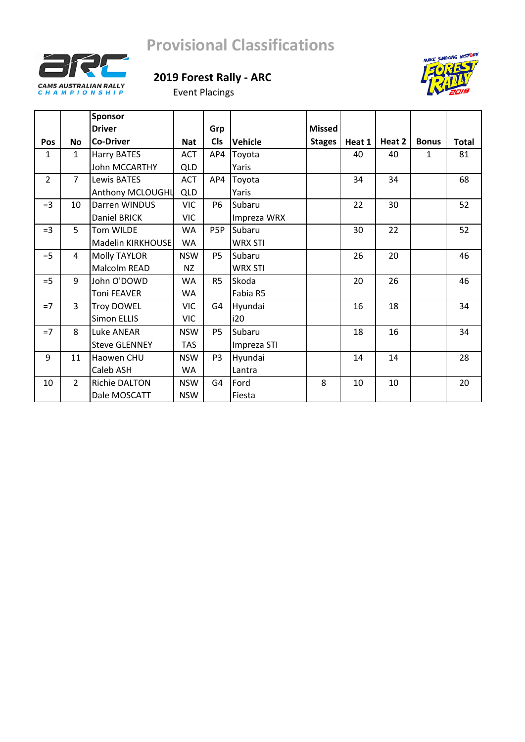# Provisional Classifications

CAMS AUSTRALIAN RALLY CHAMPIONSHIP

MAKE SMOKING HISTORY FOREST RALLY 2019

## 2019 Forest Rally - ARC

Event Placings

| Pos | No | Sponsor<br>Driver<br>Co-Driver | Nat | Grp<br>Cls | Vehicle | Missed<br>Stages | Heat 1 | Heat 2 | Bonus | Total |
|---|---|---|---|---|---|---|---|---|---|---|
| 1 | 1 | Harry BATES<br>John MCCARTHY | ACT<br>QLD | AP4 | Toyota<br>Yaris | | 40 | 40 | 1 | 81 |
| 2 | 7 | Lewis BATES<br>Anthony MCLOUGHL | ACT<br>QLD | AP4 | Toyota<br>Yaris | | 34 | 34 | | 68 |
| =3 | 10 | Darren WINDUS<br>Daniel BRICK | VIC<br>VIC | P6 | Subaru<br>Impreza WRX | | 22 | 30 | | 52 |
| =3 | 5 | Tom WILDE<br>Madelin KIRKHOUSE | WA<br>WA | P5P | Subaru<br>WRX STI | | 30 | 22 | | 52 |
| =5 | 4 | Molly TAYLOR<br>Malcolm READ | NSW<br>NZ | P5 | Subaru<br>WRX STI | | 26 | 20 | | 46 |
| =5 | 9 | John O'DOWD<br>Toni FEAVER | WA<br>WA | R5 | Skoda<br>Fabia R5 | | 20 | 26 | | 46 |
| =7 | 3 | Troy DOWEL<br>Simon ELLIS | VIC<br>VIC | G4 | Hyundai<br>i20 | | 16 | 18 | | 34 |
| =7 | 8 | Luke ANEAR<br>Steve GLENNEY | NSW<br>TAS | P5 | Subaru<br>Impreza STI | | 18 | 16 | | 34 |
| 9 | 11 | Haowen CHU<br>Caleb ASH | NSW<br>WA | P3 | Hyundai<br>Lantra | | 14 | 14 | | 28 |
| 10 | 2 | Richie DALTON<br>Dale MOSCATT | NSW<br>NSW | G4 | Ford<br>Fiesta | 8 | 10 | 10 | | 20 |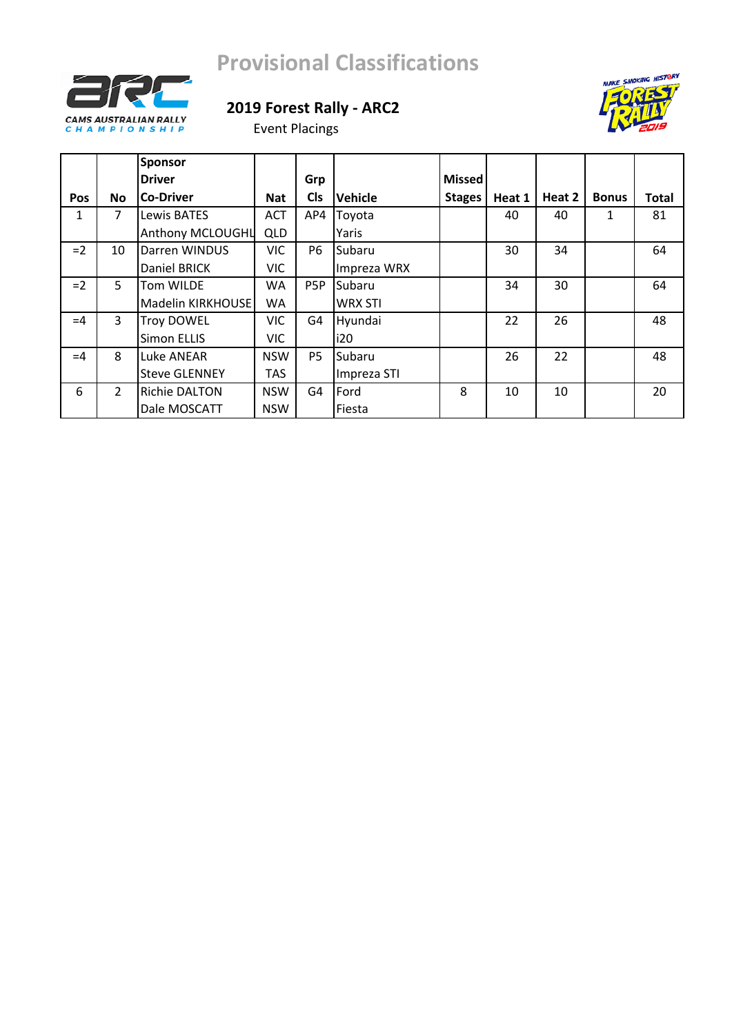# Provisional Classifications

CAMS AUSTRALIAN RALLY CHAMPIONSHIP

## 2019 Forest Rally - ARC2

Event Placings

MAKE SMOKING HISTORY FOREST RALLY 2019

| Pos | No | Sponsor Driver Co-Driver | Nat | Grp Cls | Vehicle | Missed Stages | Heat 1 | Heat 2 | Bonus | Total |
|---|---|---|---|---|---|---|---|---|---|---|
| 1 | 7 | Lewis BATES | ACT | AP4 | Toyota | | 40 | 40 | 1 | 81 |
| | | Anthony MCLOUGHL | QLD | | Yaris | | | | | |
| =2 | 10 | Darren WINDUS | VIC | P6 | Subaru | | 30 | 34 | | 64 |
| | | Daniel BRICK | VIC | | Impreza WRX | | | | | |
| =2 | 5 | Tom WILDE | WA | P5P | Subaru | | 34 | 30 | | 64 |
| | | Madelin KIRKHOUSE | WA | | WRX STI | | | | | |
| =4 | 3 | Troy DOWEL | VIC | G4 | Hyundai | | 22 | 26 | | 48 |
| | | Simon ELLIS | VIC | | i20 | | | | | |
| =4 | 8 | Luke ANEAR | NSW | P5 | Subaru | | 26 | 22 | | 48 |
| | | Steve GLENNEY | TAS | | Impreza STI | | | | | |
| 6 | 2 | Richie DALTON | NSW | G4 | Ford | 8 | 10 | 10 | | 20 |
| | | Dale MOSCATT | NSW | | Fiesta | | | | | |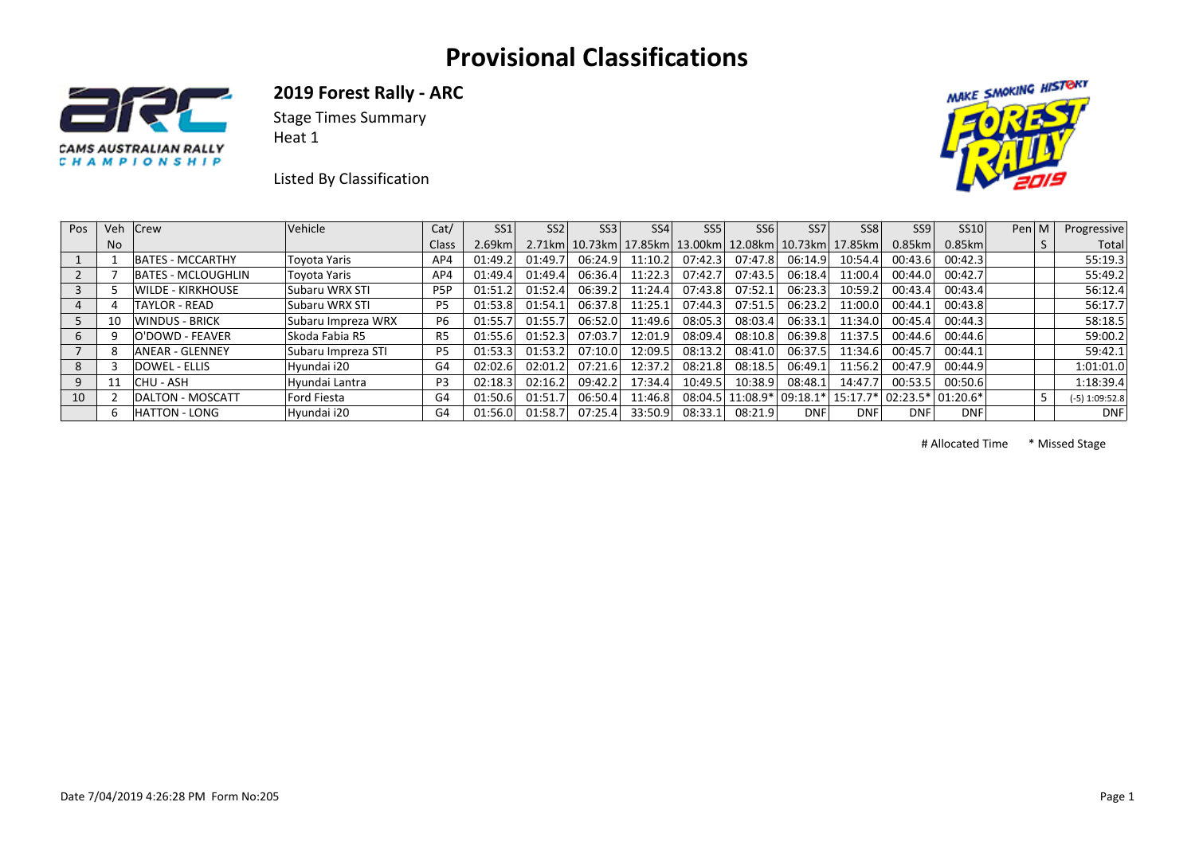# Provisional Classifications

## 2019 Forest Rally - ARC

Stage Times Summary
Heat 1

Listed By Classification

| Pos | Veh No | Crew | Vehicle | Cat/ Class | SS1 2.69km | SS2 2.71km | SS3 10.73km | SS4 17.85km | SS5 13.00km | SS6 12.08km | SS7 10.73km | SS8 17.85km | SS9 0.85km | SS10 0.85km | Pen | MS | Progressive Total |
|---|---|---|---|---|---|---|---|---|---|---|---|---|---|---|---|---|---|
| 1 | 1 | BATES - MCCARTHY | Toyota Yaris | AP4 | 01:49.2 | 01:49.7 | 06:24.9 | 11:10.2 | 07:42.3 | 07:47.8 | 06:14.9 | 10:54.4 | 00:43.6 | 00:42.3 | | | 55:19.3 |
| 2 | 7 | BATES - MCLOUGHLIN | Toyota Yaris | AP4 | 01:49.4 | 01:49.4 | 06:36.4 | 11:22.3 | 07:42.7 | 07:43.5 | 06:18.4 | 11:00.4 | 00:44.0 | 00:42.7 | | | 55:49.2 |
| 3 | 5 | WILDE - KIRKHOUSE | Subaru WRX STI | P5P | 01:51.2 | 01:52.4 | 06:39.2 | 11:24.4 | 07:43.8 | 07:52.1 | 06:23.3 | 10:59.2 | 00:43.4 | 00:43.4 | | | 56:12.4 |
| 4 | 4 | TAYLOR - READ | Subaru WRX STI | P5 | 01:53.8 | 01:54.1 | 06:37.8 | 11:25.1 | 07:44.3 | 07:51.5 | 06:23.2 | 11:00.0 | 00:44.1 | 00:43.8 | | | 56:17.7 |
| 5 | 10 | WINDUS - BRICK | Subaru Impreza WRX | P6 | 01:55.7 | 01:55.7 | 06:52.0 | 11:49.6 | 08:05.3 | 08:03.4 | 06:33.1 | 11:34.0 | 00:45.4 | 00:44.3 | | | 58:18.5 |
| 6 | 9 | O'DOWD - FEAVER | Skoda Fabia R5 | R5 | 01:55.6 | 01:52.3 | 07:03.7 | 12:01.9 | 08:09.4 | 08:10.8 | 06:39.8 | 11:37.5 | 00:44.6 | 00:44.6 | | | 59:00.2 |
| 7 | 8 | ANEAR - GLENNEY | Subaru Impreza STI | P5 | 01:53.3 | 01:53.2 | 07:10.0 | 12:09.5 | 08:13.2 | 08:41.0 | 06:37.5 | 11:34.6 | 00:45.7 | 00:44.1 | | | 59:42.1 |
| 8 | 3 | DOWEL - ELLIS | Hyundai i20 | G4 | 02:02.6 | 02:01.2 | 07:21.6 | 12:37.2 | 08:21.8 | 08:18.5 | 06:49.1 | 11:56.2 | 00:47.9 | 00:44.9 | | | 1:01:01.0 |
| 9 | 11 | CHU - ASH | Hyundai Lantra | P3 | 02:18.3 | 02:16.2 | 09:42.2 | 17:34.4 | 10:49.5 | 10:38.9 | 08:48.1 | 14:47.7 | 00:53.5 | 00:50.6 | | | 1:18:39.4 |
| 10 | 2 | DALTON - MOSCATT | Ford Fiesta | G4 | 01:50.6 | 01:51.7 | 06:50.4 | 11:46.8 | 08:04.5 | 11:08.9* | 09:18.1* | 15:17.7* | 02:23.5* | 01:20.6* | | 5 | (-5) 1:09:52.8 |
| | 6 | HATTON - LONG | Hyundai i20 | G4 | 01:56.0 | 01:58.7 | 07:25.4 | 33:50.9 | 08:33.1 | 08:21.9 | DNF | DNF | DNF | DNF | | | DNF |

# Allocated Time     * Missed Stage

Date 7/04/2019 4:26:28 PM Form No:205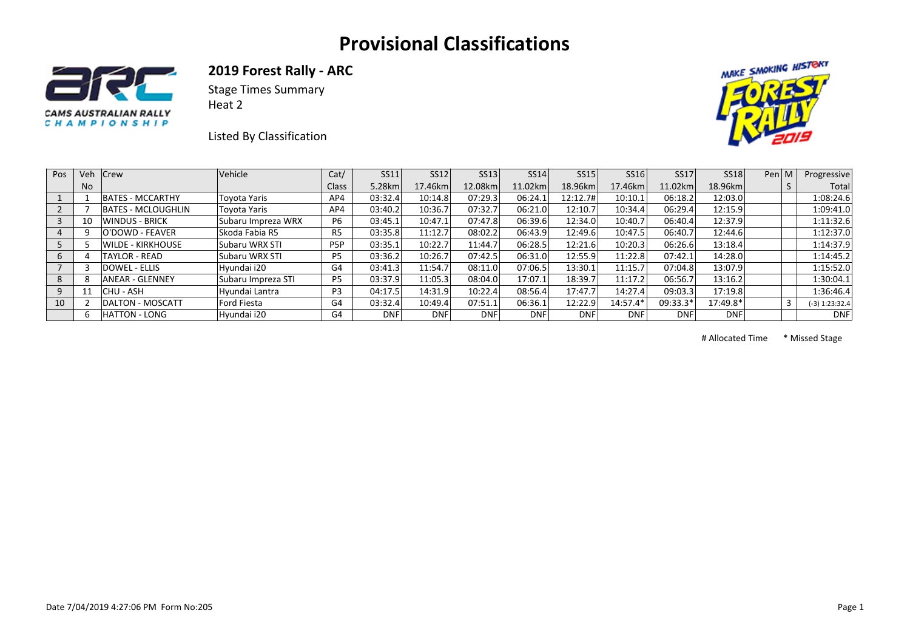# Provisional Classifications

CAMS AUSTRALIAN RALLY CHAMPIONSHIP

## 2019 Forest Rally - ARC

Stage Times Summary
Heat 2

Listed By Classification

| Pos | Veh No | Crew | Vehicle | Cat/ Class | SS11 5.28km | SS12 17.46km | SS13 12.08km | SS14 11.02km | SS15 18.96km | SS16 17.46km | SS17 11.02km | SS18 18.96km | Pen | MS | Progressive Total |
|---|---|---|---|---|---|---|---|---|---|---|---|---|---|---|---|
| 1 | 1 | BATES - MCCARTHY | Toyota Yaris | AP4 | 03:32.4 | 10:14.8 | 07:29.3 | 06:24.1 | 12:12.7# | 10:10.1 | 06:18.2 | 12:03.0 | | | 1:08:24.6 |
| 2 | 7 | BATES - MCLOUGHLIN | Toyota Yaris | AP4 | 03:40.2 | 10:36.7 | 07:32.7 | 06:21.0 | 12:10.7 | 10:34.4 | 06:29.4 | 12:15.9 | | | 1:09:41.0 |
| 3 | 10 | WINDUS - BRICK | Subaru Impreza WRX | P6 | 03:45.1 | 10:47.1 | 07:47.8 | 06:39.6 | 12:34.0 | 10:40.7 | 06:40.4 | 12:37.9 | | | 1:11:32.6 |
| 4 | 9 | O'DOWD - FEAVER | Skoda Fabia R5 | R5 | 03:35.8 | 11:12.7 | 08:02.2 | 06:43.9 | 12:49.6 | 10:47.5 | 06:40.7 | 12:44.6 | | | 1:12:37.0 |
| 5 | 5 | WILDE - KIRKHOUSE | Subaru WRX STI | P5P | 03:35.1 | 10:22.7 | 11:44.7 | 06:28.5 | 12:21.6 | 10:20.3 | 06:26.6 | 13:18.4 | | | 1:14:37.9 |
| 6 | 4 | TAYLOR - READ | Subaru WRX STI | P5 | 03:36.2 | 10:26.7 | 07:42.5 | 06:31.0 | 12:55.9 | 11:22.8 | 07:42.1 | 14:28.0 | | | 1:14:45.2 |
| 7 | 3 | DOWEL - ELLIS | Hyundai i20 | G4 | 03:41.3 | 11:54.7 | 08:11.0 | 07:06.5 | 13:30.1 | 11:15.7 | 07:04.8 | 13:07.9 | | | 1:15:52.0 |
| 8 | 8 | ANEAR - GLENNEY | Subaru Impreza STI | P5 | 03:37.9 | 11:05.3 | 08:04.0 | 17:07.1 | 18:39.7 | 11:17.2 | 06:56.7 | 13:16.2 | | | 1:30:04.1 |
| 9 | 11 | CHU - ASH | Hyundai Lantra | P3 | 04:17.5 | 14:31.9 | 10:22.4 | 08:56.4 | 17:47.7 | 14:27.4 | 09:03.3 | 17:19.8 | | | 1:36:46.4 |
| 10 | 2 | DALTON - MOSCATT | Ford Fiesta | G4 | 03:32.4 | 10:49.4 | 07:51.1 | 06:36.1 | 12:22.9 | 14:57.4* | 09:33.3* | 17:49.8* | | 3 | (-3) 1:23:32.4 |
| | 6 | HATTON - LONG | Hyundai i20 | G4 | DNF | DNF | DNF | DNF | DNF | DNF | DNF | DNF | | | DNF |

# Allocated Time * Missed Stage

Date 7/04/2019 4:27:06 PM Form No:205